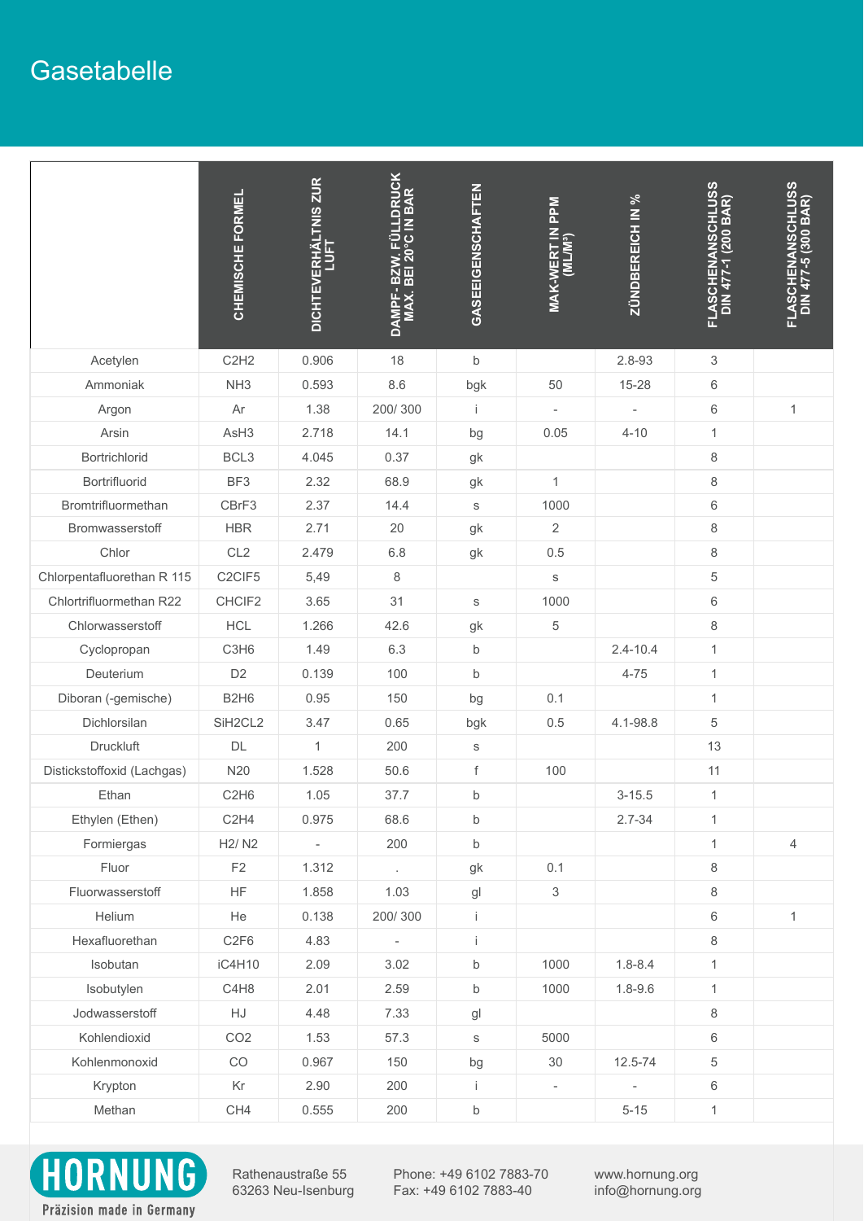# Gasetabelle

| | CHEMISCHE FORMEL | DICHTEVERHÄLTNIS ZUR LUFT | DAMPF- BZW. FÜLLDRUCK MAX. BEI 20°C IN BAR | GASEEIGENSCHAFTEN | MAK-WERT IN PPM (ML/M³) | ZÜNDBEREICH IN % | FLASCHENANSCHLUSS DIN 477-1 (200 BAR) | FLASCHENANSCHLUSS DIN 477-5 (300 BAR) |
|---|---|---|---|---|---|---|---|---|
| Acetylen | $C_2H_2$ | 0.906 | 18 | b | | 2.8-93 | 3 | |
| Ammoniak | $NH_3$ | 0.593 | 8.6 | bgk | 50 | 15-28 | 6 | |
| Argon | Ar | 1.38 | 200/ 300 | i | - | - | 6 | 1 |
| Arsin | $AsH_3$ | 2.718 | 14.1 | bg | 0.05 | 4-10 | 1 | |
| Bortrichlorid | $BCL_3$ | 4.045 | 0.37 | gk | | | 8 | |
| Bortrifluorid | $BF_3$ | 2.32 | 68.9 | gk | 1 | | 8 | |
| Bromtrifluormethan | $CBrF_3$ | 2.37 | 14.4 | s | 1000 | | 6 | |
| Bromwasserstoff | HBR | 2.71 | 20 | gk | 2 | | 8 | |
| Chlor | $CL_2$ | 2.479 | 6.8 | gk | 0.5 | | 8 | |
| Chlorpentafluorethan R 115 | $C_2ClF_5$ | 5,49 | 8 | | s | | 5 | |
| Chlortrifluormethan R22 | $CHClF_2$ | 3.65 | 31 | s | 1000 | | 6 | |
| Chlorwasserstoff | HCL | 1.266 | 42.6 | gk | 5 | | 8 | |
| Cyclopropan | $C_3H_6$ | 1.49 | 6.3 | b | | 2.4-10.4 | 1 | |
| Deuterium | $D_2$ | 0.139 | 100 | b | | 4-75 | 1 | |
| Diboran (-gemische) | $B_2H_6$ | 0.95 | 150 | bg | 0.1 | | 1 | |
| Dichlorsilan | $SiH_2CL_2$ | 3.47 | 0.65 | bgk | 0.5 | 4.1-98.8 | 5 | |
| Druckluft | DL | 1 | 200 | s | | | 13 | |
| Distickstoffoxid (Lachgas) | N20 | 1.528 | 50.6 | f | 100 | | 11 | |
| Ethan | $C_2H_6$ | 1.05 | 37.7 | b | | 3-15.5 | 1 | |
| Ethylen (Ethen) | $C_2H_4$ | 0.975 | 68.6 | b | | 2.7-34 | 1 | |
| Formiergas | $H_2$/ $N_2$ | - | 200 | b | | | 1 | 4 |
| Fluor | $F_2$ | 1.312 | . | gk | 0.1 | | 8 | |
| Fluorwasserstoff | HF | 1.858 | 1.03 | gl | 3 | | 8 | |
| Helium | He | 0.138 | 200/ 300 | i | | | 6 | 1 |
| Hexafluorethan | $C_2F_6$ | 4.83 | - | i | | | 8 | |
| Isobutan | $iC_4H_{10}$ | 2.09 | 3.02 | b | 1000 | 1.8-8.4 | 1 | |
| Isobutylen | $C_4H_8$ | 2.01 | 2.59 | b | 1000 | 1.8-9.6 | 1 | |
| Jodwasserstoff | HJ | 4.48 | 7.33 | gl | | | 8 | |
| Kohlendioxid | $CO_2$ | 1.53 | 57.3 | s | 5000 | | 6 | |
| Kohlenmonoxid | CO | 0.967 | 150 | bg | 30 | 12.5-74 | 5 | |
| Krypton | Kr | 2.90 | 200 | i | - | - | 6 | |
| Methan | $CH_4$ | 0.555 | 200 | b | | 5-15 | 1 | |

HORNUNG
Präzision made in Germany

Rathenaustraße 55
63263 Neu-Isenburg

Phone: +49 6102 7883-70
Fax: +49 6102 7883-40

www.hornung.org
info@hornung.org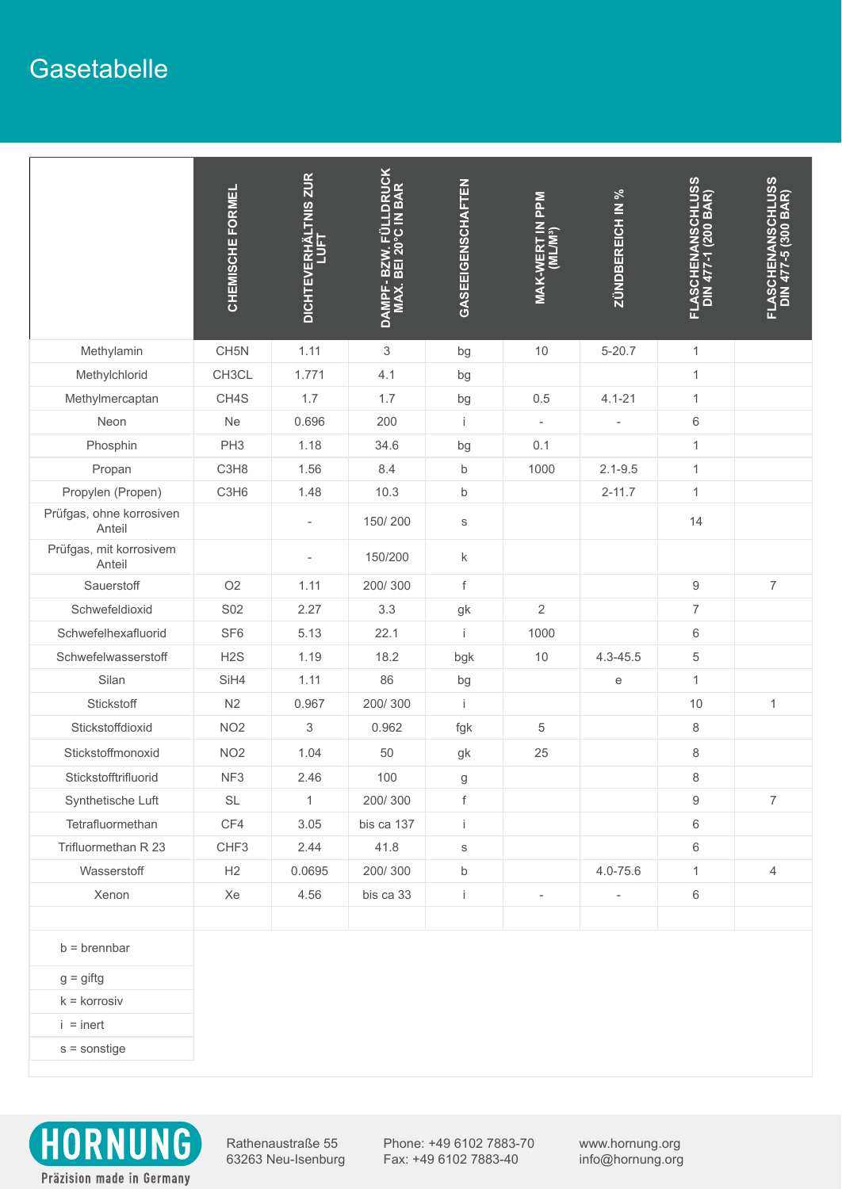# Gasetabelle

| | CHEMISCHE FORMEL | DICHTEVERHÄLTNIS ZUR LUFT | DAMPF- BZW. FÜLLDRUCK MAX. BEI 20°C IN BAR | GASEEIGENSCHAFTEN | MAK-WERT IN PPM (ML/M³) | ZÜNDBEREICH IN % | FLASCHENANSCHLUSS DIN 477-1 (200 BAR) | FLASCHENANSCHLUSS DIN 477-5 (300 BAR) |
|---|---|---|---|---|---|---|---|---|
| Methylamin | CH5N | 1.11 | 3 | bg | 10 | 5-20.7 | 1 | |
| Methylchlorid | CH3CL | 1.771 | 4.1 | bg | | | 1 | |
| Methylmercaptan | CH4S | 1.7 | 1.7 | bg | 0.5 | 4.1-21 | 1 | |
| Neon | Ne | 0.696 | 200 | i | - | - | 6 | |
| Phosphin | PH3 | 1.18 | 34.6 | bg | 0.1 | | 1 | |
| Propan | C3H8 | 1.56 | 8.4 | b | 1000 | 2.1-9.5 | 1 | |
| Propylen (Propen) | C3H6 | 1.48 | 10.3 | b | | 2-11.7 | 1 | |
| Prüfgas, ohne korrosiven Anteil | | - | 150/ 200 | s | | | 14 | |
| Prüfgas, mit korrosivem Anteil | | - | 150/200 | k | | | | |
| Sauerstoff | O2 | 1.11 | 200/ 300 | f | | | 9 | 7 |
| Schwefeldioxid | S02 | 2.27 | 3.3 | gk | 2 | | 7 | |
| Schwefelhexafluorid | SF6 | 5.13 | 22.1 | i | 1000 | | 6 | |
| Schwefelwasserstoff | H2S | 1.19 | 18.2 | bgk | 10 | 4.3-45.5 | 5 | |
| Silan | SiH4 | 1.11 | 86 | bg | | e | 1 | |
| Stickstoff | N2 | 0.967 | 200/ 300 | i | | | 10 | 1 |
| Stickstoffdioxid | NO2 | 3 | 0.962 | fgk | 5 | | 8 | |
| Stickstoffmonoxid | NO2 | 1.04 | 50 | gk | 25 | | 8 | |
| Stickstofftrifluorid | NF3 | 2.46 | 100 | g | | | 8 | |
| Synthetische Luft | SL | 1 | 200/ 300 | f | | | 9 | 7 |
| Tetrafluormethan | CF4 | 3.05 | bis ca 137 | i | | | 6 | |
| Trifluormethan R 23 | CHF3 | 2.44 | 41.8 | s | | | 6 | |
| Wasserstoff | H2 | 0.0695 | 200/ 300 | b | | 4.0-75.6 | 1 | 4 |
| Xenon | Xe | 4.56 | bis ca 33 | i | - | - | 6 | |

b = brennbar

g = giftg

k = korrosiv

i = inert

s = sonstige

HORNUNG
Präzision made in Germany

Rathenaustraße 55
63263 Neu-Isenburg

Phone: +49 6102 7883-70
Fax: +49 6102 7883-40

www.hornung.org
info@hornung.org